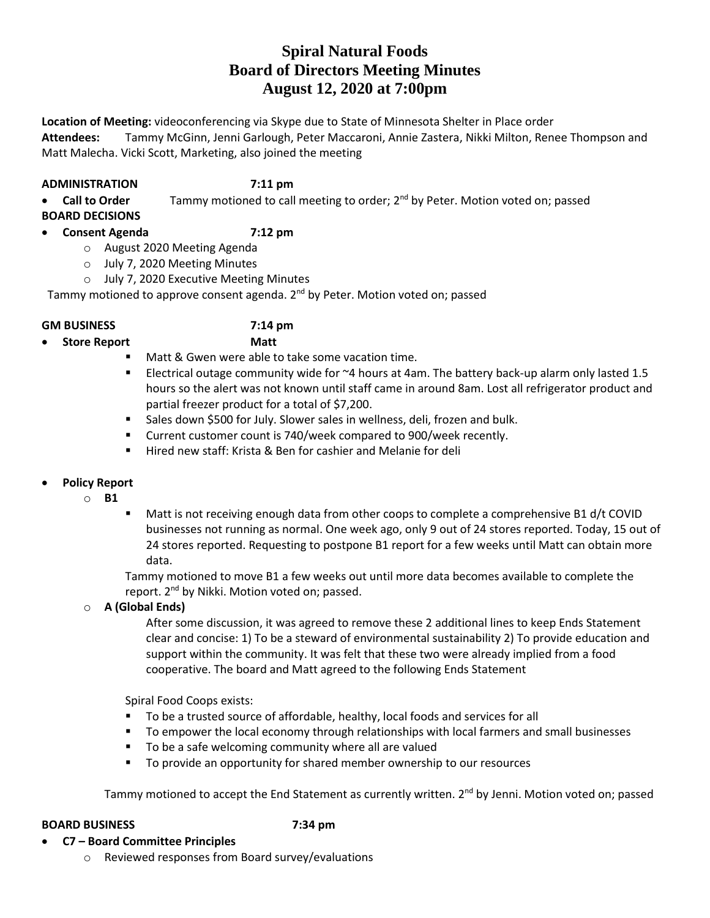# Spiral Natural Foods
# Board of Directors Meeting Minutes
# August 12, 2020 at 7:00pm

**Location of Meeting:** videoconferencing via Skype due to State of Minnesota Shelter in Place order
**Attendees:** Tammy McGinn, Jenni Garlough, Peter Maccaroni, Annie Zastera, Nikki Milton, Renee Thompson and Matt Malecha. Vicki Scott, Marketing, also joined the meeting

**ADMINISTRATION** 7:11 pm

- **Call to Order** Tammy motioned to call meeting to order; 2nd by Peter. Motion voted on; passed

**BOARD DECISIONS**

- **Consent Agenda** 7:12 pm
  - August 2020 Meeting Agenda
  - July 7, 2020 Meeting Minutes
  - July 7, 2020 Executive Meeting Minutes

Tammy motioned to approve consent agenda. 2nd by Peter. Motion voted on; passed

**GM BUSINESS** 7:14 pm

- **Store Report** **Matt**
  - Matt & Gwen were able to take some vacation time.
  - Electrical outage community wide for ~4 hours at 4am. The battery back-up alarm only lasted 1.5 hours so the alert was not known until staff came in around 8am. Lost all refrigerator product and partial freezer product for a total of $7,200.
  - Sales down $500 for July. Slower sales in wellness, deli, frozen and bulk.
  - Current customer count is 740/week compared to 900/week recently.
  - Hired new staff: Krista & Ben for cashier and Melanie for deli

- **Policy Report**
  - **B1**
    - Matt is not receiving enough data from other coops to complete a comprehensive B1 d/t COVID businesses not running as normal. One week ago, only 9 out of 24 stores reported. Today, 15 out of 24 stores reported. Requesting to postpone B1 report for a few weeks until Matt can obtain more data.

    Tammy motioned to move B1 a few weeks out until more data becomes available to complete the report. 2nd by Nikki. Motion voted on; passed.

  - **A (Global Ends)**

    After some discussion, it was agreed to remove these 2 additional lines to keep Ends Statement clear and concise: 1) To be a steward of environmental sustainability 2) To provide education and support within the community. It was felt that these two were already implied from a food cooperative. The board and Matt agreed to the following Ends Statement

    Spiral Food Coops exists:

    - To be a trusted source of affordable, healthy, local foods and services for all
    - To empower the local economy through relationships with local farmers and small businesses
    - To be a safe welcoming community where all are valued
    - To provide an opportunity for shared member ownership to our resources

    Tammy motioned to accept the End Statement as currently written. 2nd by Jenni. Motion voted on; passed

**BOARD BUSINESS** 7:34 pm

- **C7 – Board Committee Principles**
  - Reviewed responses from Board survey/evaluations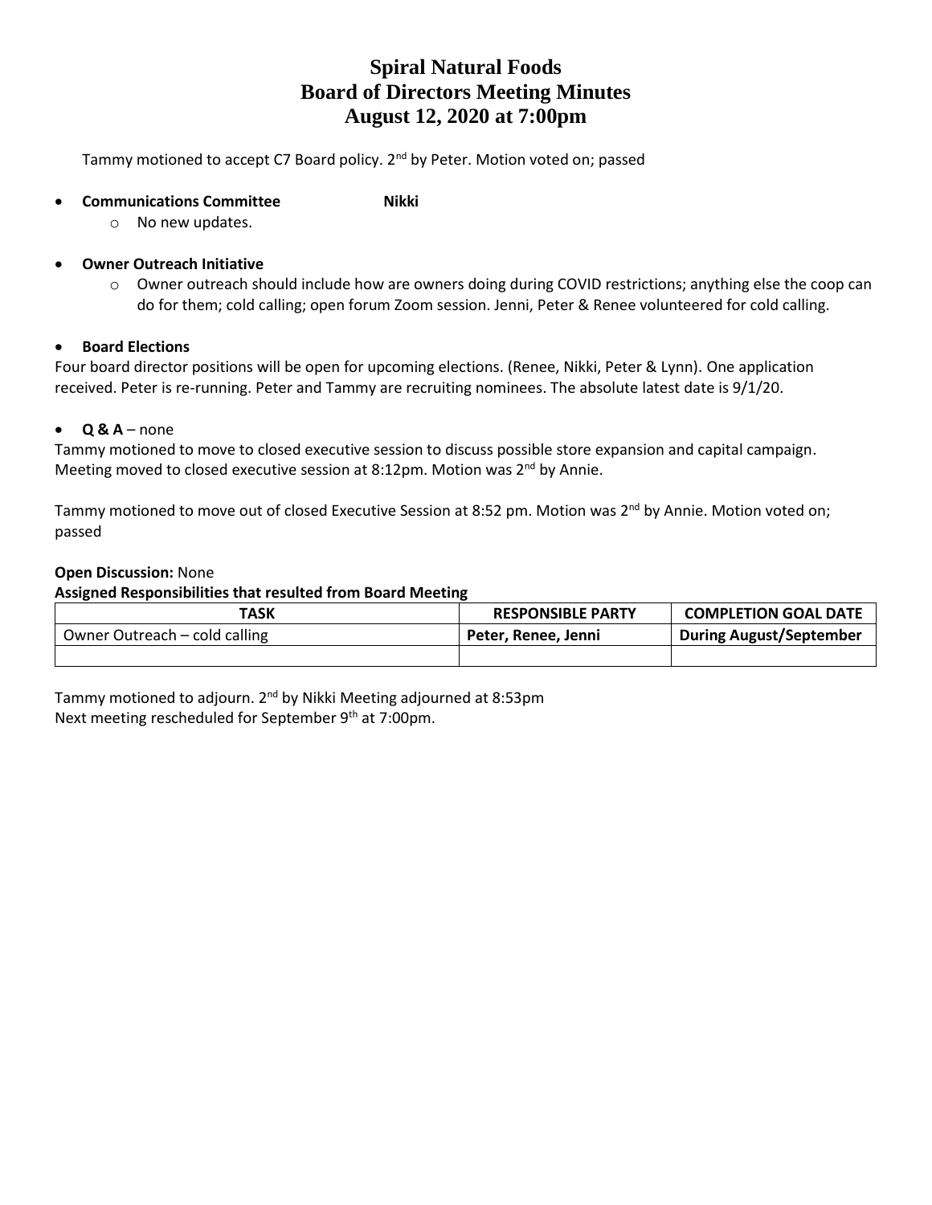# Spiral Natural Foods
# Board of Directors Meeting Minutes
# August 12, 2020 at 7:00pm

Tammy motioned to accept C7 Board policy. 2nd by Peter. Motion voted on; passed

- **Communications Committee** **Nikki**
  - No new updates.

- **Owner Outreach Initiative**
  - Owner outreach should include how are owners doing during COVID restrictions; anything else the coop can do for them; cold calling; open forum Zoom session. Jenni, Peter & Renee volunteered for cold calling.

- **Board Elections**

Four board director positions will be open for upcoming elections. (Renee, Nikki, Peter & Lynn). One application received. Peter is re-running. Peter and Tammy are recruiting nominees. The absolute latest date is 9/1/20.

- **Q & A** – none

Tammy motioned to move to closed executive session to discuss possible store expansion and capital campaign. Meeting moved to closed executive session at 8:12pm. Motion was 2nd by Annie.

Tammy motioned to move out of closed Executive Session at 8:52 pm. Motion was 2nd by Annie. Motion voted on; passed

**Open Discussion:** None

**Assigned Responsibilities that resulted from Board Meeting**

| TASK | RESPONSIBLE PARTY | COMPLETION GOAL DATE |
|---|---|---|
| Owner Outreach – cold calling | **Peter, Renee, Jenni** | **During August/September** |
| | | |

Tammy motioned to adjourn. 2nd by Nikki Meeting adjourned at 8:53pm
Next meeting rescheduled for September 9th at 7:00pm.